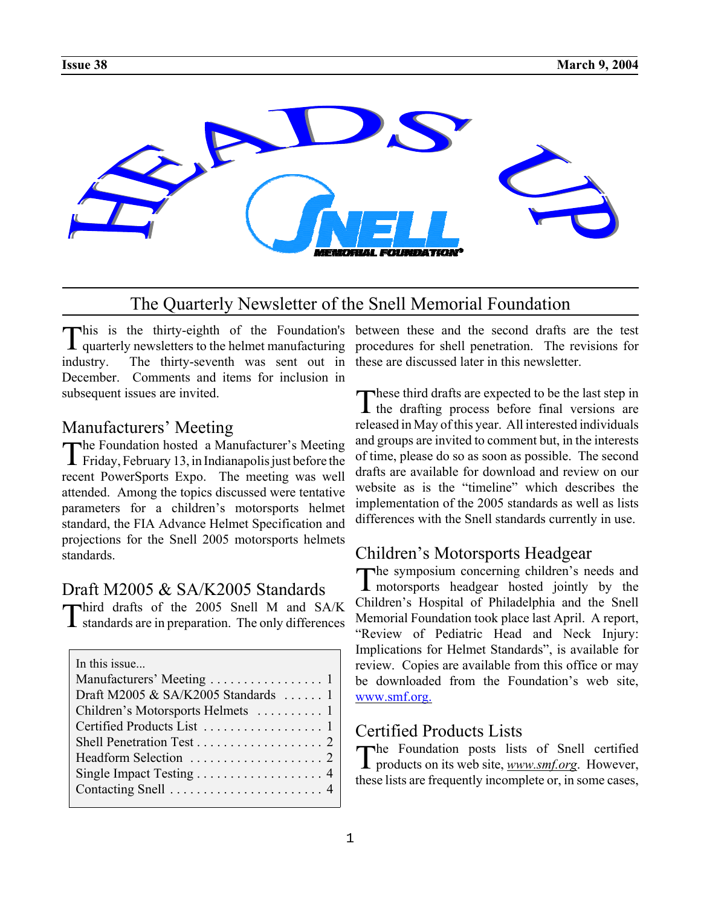# HEADS UP

## The Quarterly Newsletter of the Snell Memorial Foundation

This is the thirty-eighth of the Foundation's quarterly newsletters to the helmet manufacturing industry. The thirty-seventh was sent out in December. Comments and items for inclusion in subsequent issues are invited.

## Manufacturers' Meeting

The Foundation hosted a Manufacturer's Meeting Friday, February 13, in Indianapolis just before the recent PowerSports Expo. The meeting was well attended. Among the topics discussed were tentative parameters for a children's motorsports helmet standard, the FIA Advance Helmet Specification and projections for the Snell 2005 motorsports helmets standards.

## Draft M2005 & SA/K2005 Standards

Third drafts of the 2005 Snell M and SA/K standards are in preparation. The only differences between these and the second drafts are the test procedures for shell penetration. The revisions for these are discussed later in this newsletter.

These third drafts are expected to be the last step in the drafting process before final versions are released in May of this year. All interested individuals and groups are invited to comment but, in the interests of time, please do so as soon as possible. The second drafts are available for download and review on our website as is the "timeline" which describes the implementation of the 2005 standards as well as lists differences with the Snell standards currently in use.

| In this issue... | |
|---|---|
| Manufacturers' Meeting | 1 |
| Draft M2005 & SA/K2005 Standards | 1 |
| Children's Motorsports Helmets | 1 |
| Certified Products List | 1 |
| Shell Penetration Test | 2 |
| Headform Selection | 2 |
| Single Impact Testing | 4 |
| Contacting Snell | 4 |

## Children's Motorsports Headgear

The symposium concerning children's needs and motorsports headgear hosted jointly by the Children's Hospital of Philadelphia and the Snell Memorial Foundation took place last April. A report, "Review of Pediatric Head and Neck Injury: Implications for Helmet Standards", is available for review. Copies are available from this office or may be downloaded from the Foundation's web site, www.smf.org.

## Certified Products Lists

The Foundation posts lists of Snell certified products on its web site, *www.smf.org*. However, these lists are frequently incomplete or, in some cases,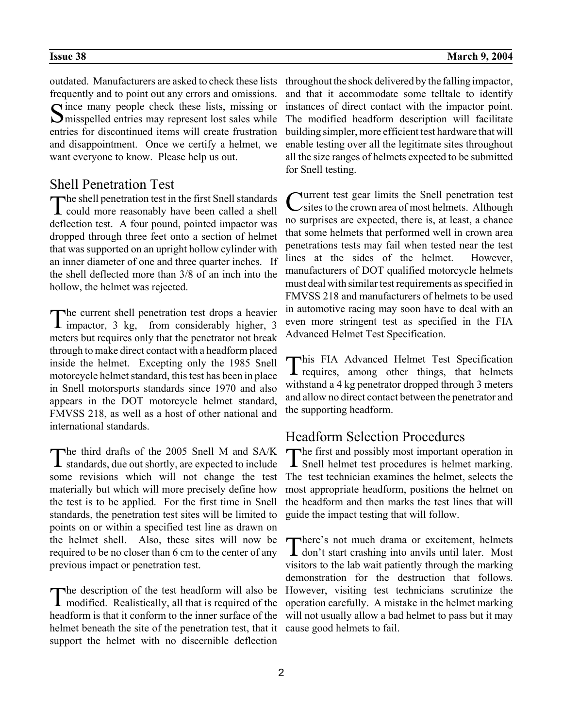outdated. Manufacturers are asked to check these lists frequently and to point out any errors and omissions. Since many people check these lists, missing or misspelled entries may represent lost sales while entries for discontinued items will create frustration and disappointment. Once we certify a helmet, we want everyone to know. Please help us out.

## Shell Penetration Test

The shell penetration test in the first Snell standards could more reasonably have been called a shell deflection test. A four pound, pointed impactor was dropped through three feet onto a section of helmet that was supported on an upright hollow cylinder with an inner diameter of one and three quarter inches. If the shell deflected more than 3/8 of an inch into the hollow, the helmet was rejected.

The current shell penetration test drops a heavier impactor, 3 kg, from considerably higher, 3 meters but requires only that the penetrator not break through to make direct contact with a headform placed inside the helmet. Excepting only the 1985 Snell motorcycle helmet standard, this test has been in place in Snell motorsports standards since 1970 and also appears in the DOT motorcycle helmet standard, FMVSS 218, as well as a host of other national and international standards.

The third drafts of the 2005 Snell M and SA/K standards, due out shortly, are expected to include some revisions which will not change the test materially but which will more precisely define how the test is to be applied. For the first time in Snell standards, the penetration test sites will be limited to points on or within a specified test line as drawn on the helmet shell. Also, these sites will now be required to be no closer than 6 cm to the center of any previous impact or penetration test.

The description of the test headform will also be modified. Realistically, all that is required of the headform is that it conform to the inner surface of the helmet beneath the site of the penetration test, that it support the helmet with no discernible deflection throughout the shock delivered by the falling impactor, and that it accommodate some telltale to identify instances of direct contact with the impactor point. The modified headform description will facilitate building simpler, more efficient test hardware that will enable testing over all the legitimate sites throughout all the size ranges of helmets expected to be submitted for Snell testing.

Current test gear limits the Snell penetration test sites to the crown area of most helmets. Although no surprises are expected, there is, at least, a chance that some helmets that performed well in crown area penetrations tests may fail when tested near the test lines at the sides of the helmet. However, manufacturers of DOT qualified motorcycle helmets must deal with similar test requirements as specified in FMVSS 218 and manufacturers of helmets to be used in automotive racing may soon have to deal with an even more stringent test as specified in the FIA Advanced Helmet Test Specification.

This FIA Advanced Helmet Test Specification requires, among other things, that helmets withstand a 4 kg penetrator dropped through 3 meters and allow no direct contact between the penetrator and the supporting headform.

## Headform Selection Procedures

The first and possibly most important operation in Snell helmet test procedures is helmet marking. The test technician examines the helmet, selects the most appropriate headform, positions the helmet on the headform and then marks the test lines that will guide the impact testing that will follow.

There's not much drama or excitement, helmets don't start crashing into anvils until later. Most visitors to the lab wait patiently through the marking demonstration for the destruction that follows. However, visiting test technicians scrutinize the operation carefully. A mistake in the helmet marking will not usually allow a bad helmet to pass but it may cause good helmets to fail.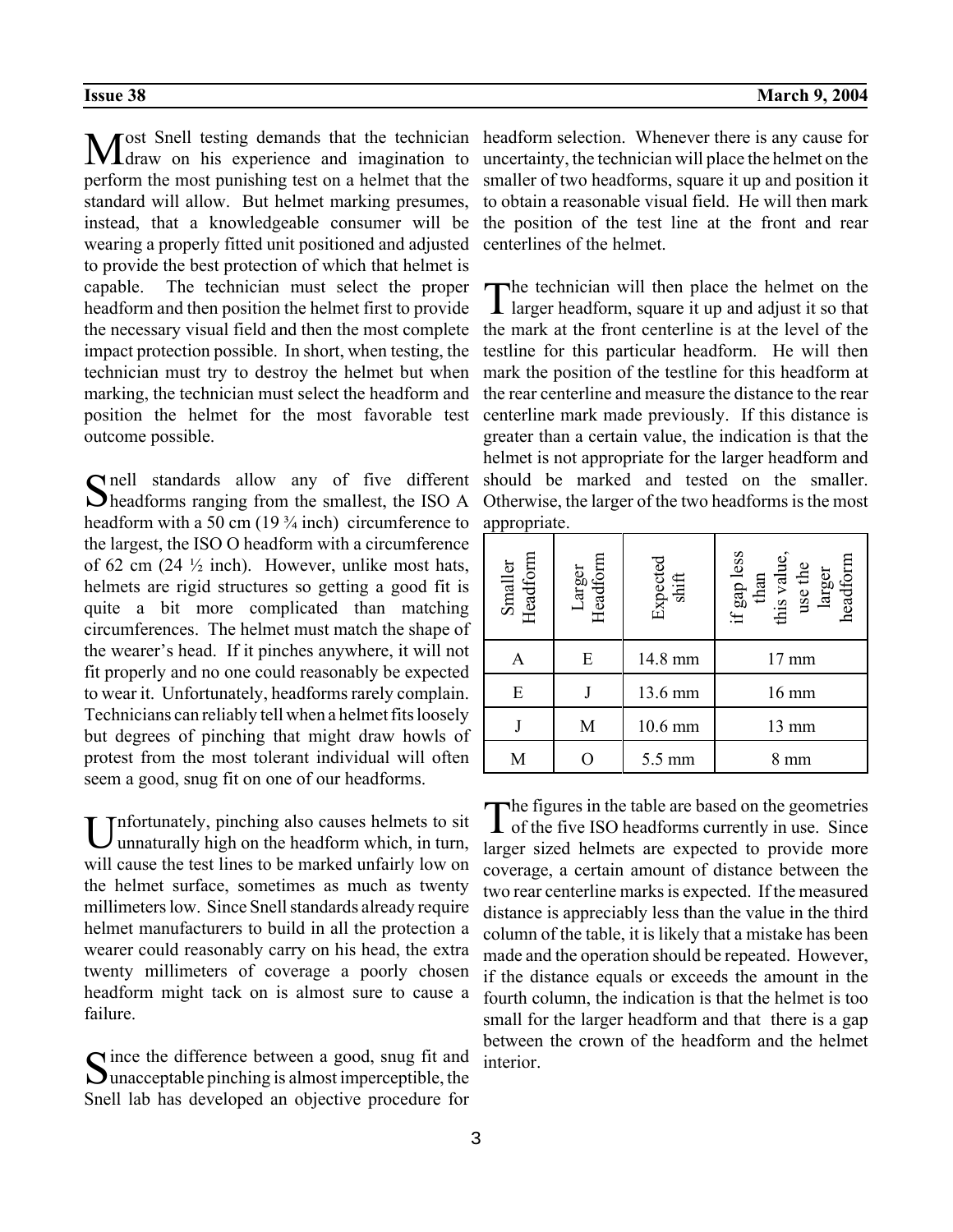Most Snell testing demands that the technician draw on his experience and imagination to perform the most punishing test on a helmet that the standard will allow. But helmet marking presumes, instead, that a knowledgeable consumer will be wearing a properly fitted unit positioned and adjusted to provide the best protection of which that helmet is capable. The technician must select the proper headform and then position the helmet first to provide the necessary visual field and then the most complete impact protection possible. In short, when testing, the technician must try to destroy the helmet but when marking, the technician must select the headform and position the helmet for the most favorable test outcome possible.

Snell standards allow any of five different headforms ranging from the smallest, the ISO A headform with a 50 cm (19 ¾ inch) circumference to the largest, the ISO O headform with a circumference of 62 cm (24 ½ inch). However, unlike most hats, helmets are rigid structures so getting a good fit is quite a bit more complicated than matching circumferences. The helmet must match the shape of the wearer's head. If it pinches anywhere, it will not fit properly and no one could reasonably be expected to wear it. Unfortunately, headforms rarely complain. Technicians can reliably tell when a helmet fits loosely but degrees of pinching that might draw howls of protest from the most tolerant individual will often seem a good, snug fit on one of our headforms.

Unfortunately, pinching also causes helmets to sit unnaturally high on the headform which, in turn, will cause the test lines to be marked unfairly low on the helmet surface, sometimes as much as twenty millimeters low. Since Snell standards already require helmet manufacturers to build in all the protection a wearer could reasonably carry on his head, the extra twenty millimeters of coverage a poorly chosen headform might tack on is almost sure to cause a failure.

Since the difference between a good, snug fit and unacceptable pinching is almost imperceptible, the Snell lab has developed an objective procedure for headform selection. Whenever there is any cause for uncertainty, the technician will place the helmet on the smaller of two headforms, square it up and position it to obtain a reasonable visual field. He will then mark the position of the test line at the front and rear centerlines of the helmet.

The technician will then place the helmet on the larger headform, square it up and adjust it so that the mark at the front centerline is at the level of the testline for this particular headform. He will then mark the position of the testline for this headform at the rear centerline and measure the distance to the rear centerline mark made previously. If this distance is greater than a certain value, the indication is that the helmet is not appropriate for the larger headform and should be marked and tested on the smaller. Otherwise, the larger of the two headforms is the most appropriate.

| Smaller Headform | Larger Headform | Expected shift | if gap less than this value, use the larger headform |
|---|---|---|---|
| A | E | 14.8 mm | 17 mm |
| E | J | 13.6 mm | 16 mm |
| J | M | 10.6 mm | 13 mm |
| M | O | 5.5 mm | 8 mm |

The figures in the table are based on the geometries of the five ISO headforms currently in use. Since larger sized helmets are expected to provide more coverage, a certain amount of distance between the two rear centerline marks is expected. If the measured distance is appreciably less than the value in the third column of the table, it is likely that a mistake has been made and the operation should be repeated. However, if the distance equals or exceeds the amount in the fourth column, the indication is that the helmet is too small for the larger headform and that there is a gap between the crown of the headform and the helmet interior.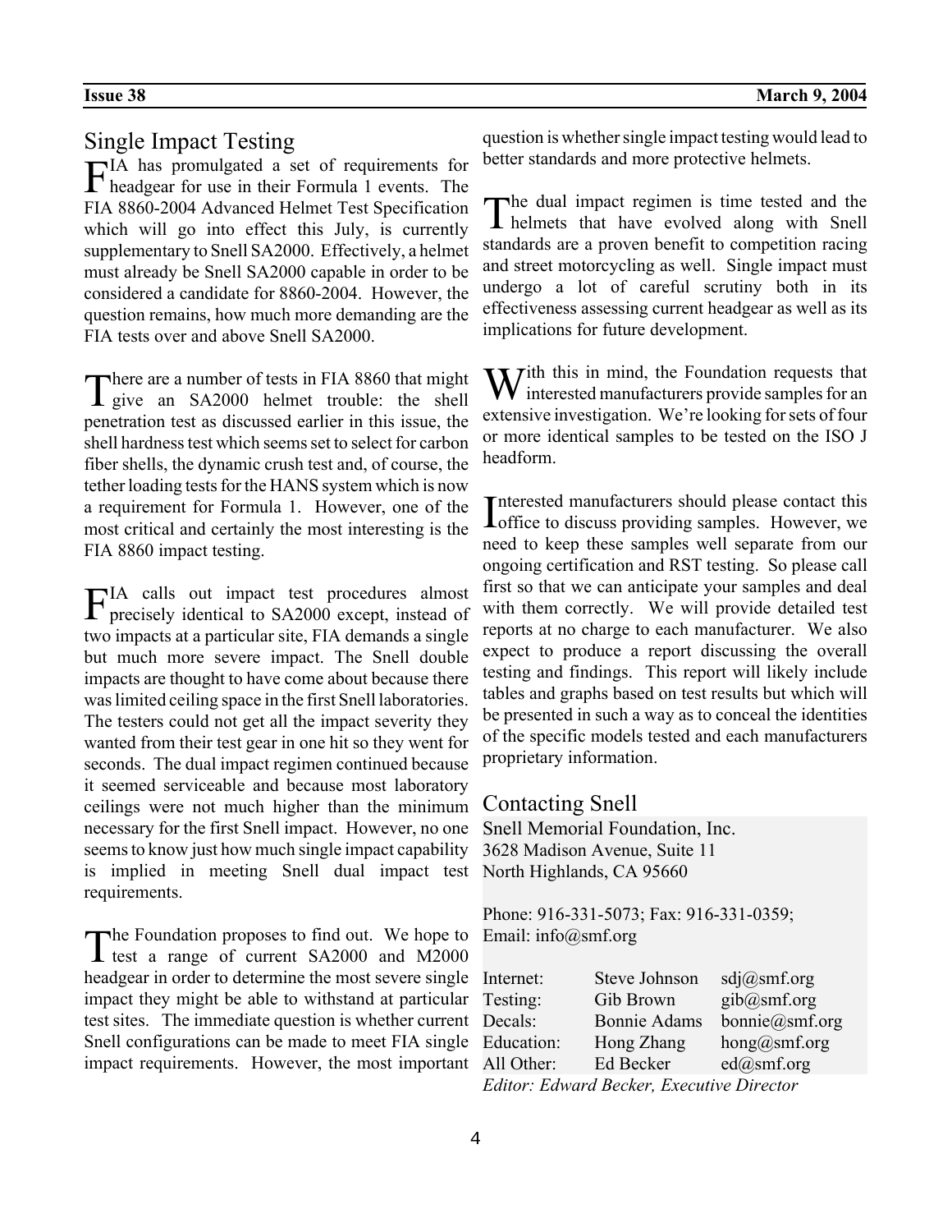## Single Impact Testing

FIA has promulgated a set of requirements for headgear for use in their Formula 1 events. The FIA 8860-2004 Advanced Helmet Test Specification which will go into effect this July, is currently supplementary to Snell SA2000. Effectively, a helmet must already be Snell SA2000 capable in order to be considered a candidate for 8860-2004. However, the question remains, how much more demanding are the FIA tests over and above Snell SA2000.

There are a number of tests in FIA 8860 that might give an SA2000 helmet trouble: the shell penetration test as discussed earlier in this issue, the shell hardness test which seems set to select for carbon fiber shells, the dynamic crush test and, of course, the tether loading tests for the HANS system which is now a requirement for Formula 1. However, one of the most critical and certainly the most interesting is the FIA 8860 impact testing.

FIA calls out impact test procedures almost precisely identical to SA2000 except, instead of two impacts at a particular site, FIA demands a single but much more severe impact. The Snell double impacts are thought to have come about because there was limited ceiling space in the first Snell laboratories. The testers could not get all the impact severity they wanted from their test gear in one hit so they went for seconds. The dual impact regimen continued because it seemed serviceable and because most laboratory ceilings were not much higher than the minimum necessary for the first Snell impact. However, no one seems to know just how much single impact capability is implied in meeting Snell dual impact test requirements.

The Foundation proposes to find out. We hope to test a range of current SA2000 and M2000 headgear in order to determine the most severe single impact they might be able to withstand at particular test sites. The immediate question is whether current Snell configurations can be made to meet FIA single impact requirements. However, the most important question is whether single impact testing would lead to better standards and more protective helmets.

The dual impact regimen is time tested and the helmets that have evolved along with Snell standards are a proven benefit to competition racing and street motorcycling as well. Single impact must undergo a lot of careful scrutiny both in its effectiveness assessing current headgear as well as its implications for future development.

With this in mind, the Foundation requests that interested manufacturers provide samples for an extensive investigation. We're looking for sets of four or more identical samples to be tested on the ISO J headform.

Interested manufacturers should please contact this office to discuss providing samples. However, we need to keep these samples well separate from our ongoing certification and RST testing. So please call first so that we can anticipate your samples and deal with them correctly. We will provide detailed test reports at no charge to each manufacturer. We also expect to produce a report discussing the overall testing and findings. This report will likely include tables and graphs based on test results but which will be presented in such a way as to conceal the identities of the specific models tested and each manufacturers proprietary information.

## Contacting Snell

Snell Memorial Foundation, Inc.
3628 Madison Avenue, Suite 11
North Highlands, CA 95660

Phone: 916-331-5073; Fax: 916-331-0359;
Email: info@smf.org

| | | |
|---|---|---|
| Internet: | Steve Johnson | sdj@smf.org |
| Testing: | Gib Brown | gib@smf.org |
| Decals: | Bonnie Adams | bonnie@smf.org |
| Education: | Hong Zhang | hong@smf.org |
| All Other: | Ed Becker | ed@smf.org |

*Editor: Edward Becker, Executive Director*